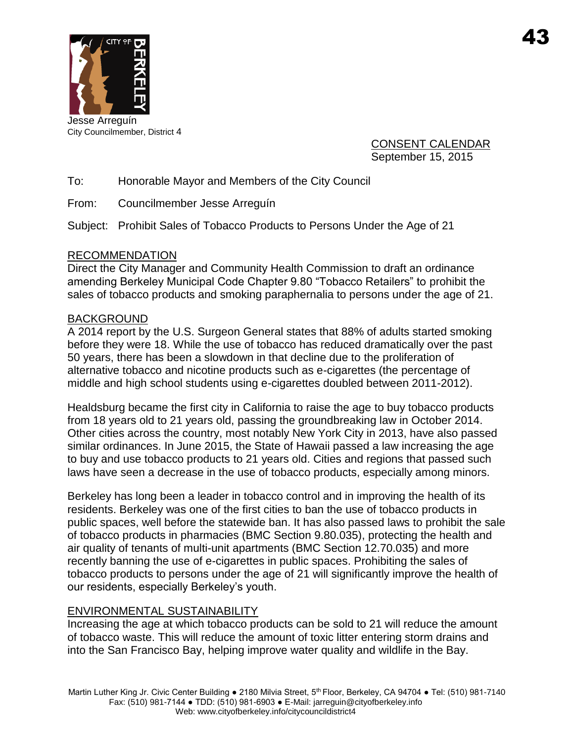Jesse Arreguín
City Councilmember, District 4

CONSENT CALENDAR
September 15, 2015

To: Honorable Mayor and Members of the City Council

From: Councilmember Jesse Arreguín

Subject: Prohibit Sales of Tobacco Products to Persons Under the Age of 21

## RECOMMENDATION

Direct the City Manager and Community Health Commission to draft an ordinance amending Berkeley Municipal Code Chapter 9.80 "Tobacco Retailers" to prohibit the sales of tobacco products and smoking paraphernalia to persons under the age of 21.

## BACKGROUND

A 2014 report by the U.S. Surgeon General states that 88% of adults started smoking before they were 18. While the use of tobacco has reduced dramatically over the past 50 years, there has been a slowdown in that decline due to the proliferation of alternative tobacco and nicotine products such as e-cigarettes (the percentage of middle and high school students using e-cigarettes doubled between 2011-2012).

Healdsburg became the first city in California to raise the age to buy tobacco products from 18 years old to 21 years old, passing the groundbreaking law in October 2014. Other cities across the country, most notably New York City in 2013, have also passed similar ordinances. In June 2015, the State of Hawaii passed a law increasing the age to buy and use tobacco products to 21 years old. Cities and regions that passed such laws have seen a decrease in the use of tobacco products, especially among minors.

Berkeley has long been a leader in tobacco control and in improving the health of its residents. Berkeley was one of the first cities to ban the use of tobacco products in public spaces, well before the statewide ban. It has also passed laws to prohibit the sale of tobacco products in pharmacies (BMC Section 9.80.035), protecting the health and air quality of tenants of multi-unit apartments (BMC Section 12.70.035) and more recently banning the use of e-cigarettes in public spaces. Prohibiting the sales of tobacco products to persons under the age of 21 will significantly improve the health of our residents, especially Berkeley's youth.

## ENVIRONMENTAL SUSTAINABILITY

Increasing the age at which tobacco products can be sold to 21 will reduce the amount of tobacco waste. This will reduce the amount of toxic litter entering storm drains and into the San Francisco Bay, helping improve water quality and wildlife in the Bay.

Martin Luther King Jr. Civic Center Building ● 2180 Milvia Street, 5th Floor, Berkeley, CA 94704 ● Tel: (510) 981-7140
Fax: (510) 981-7144 ● TDD: (510) 981-6903 ● E-Mail: jarreguin@cityofberkeley.info
Web: www.cityofberkeley.info/citycouncildistrict4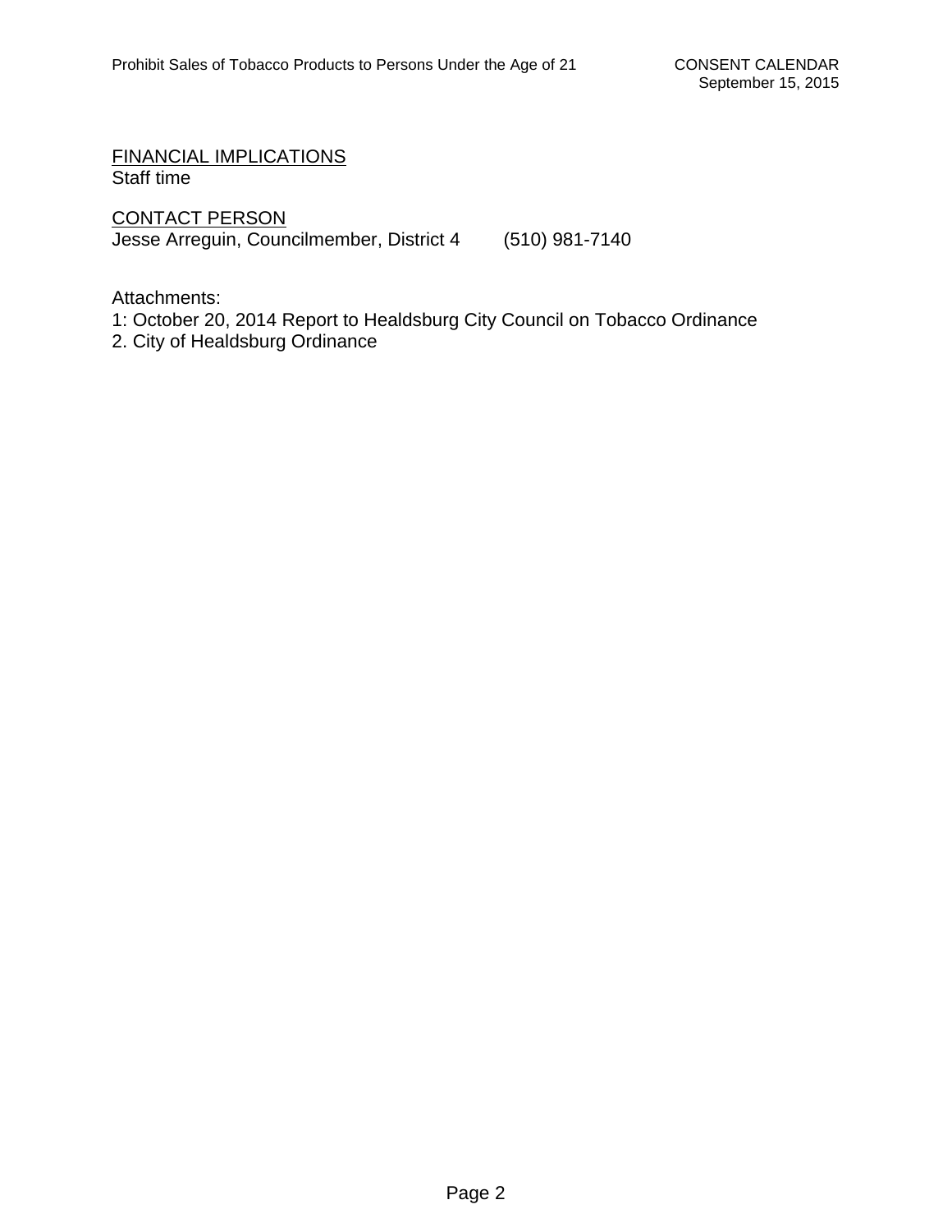<u>FINANCIAL IMPLICATIONS</u>
Staff time

<u>CONTACT PERSON</u>
Jesse Arreguin, Councilmember, District 4        (510) 981-7140

Attachments:
1: October 20, 2014 Report to Healdsburg City Council on Tobacco Ordinance
2. City of Healdsburg Ordinance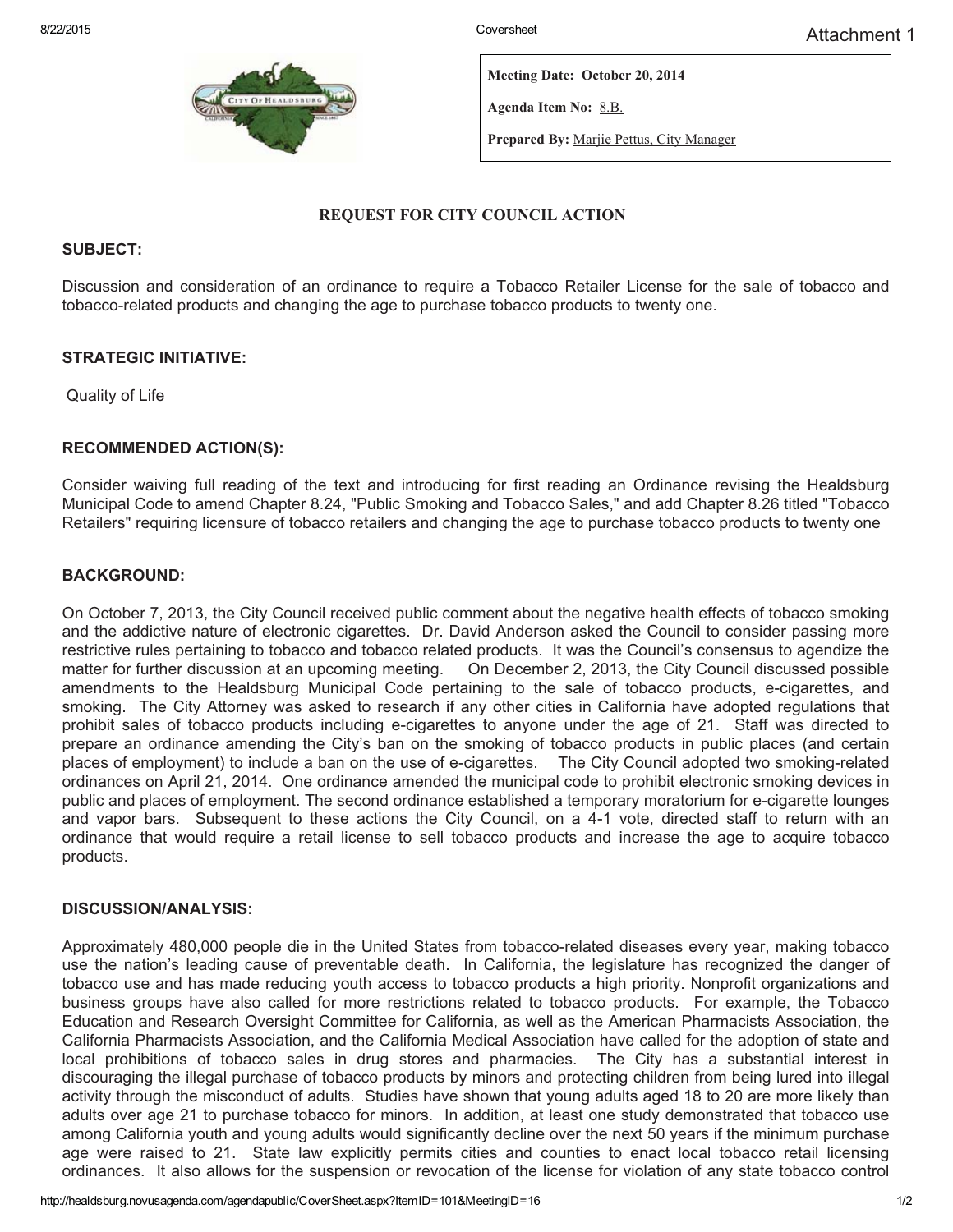Attachment 1

Meeting Date: October 20, 2014

Agenda Item No: 8.B.

Prepared By: Marjie Pettus, City Manager

## REQUEST FOR CITY COUNCIL ACTION

### SUBJECT:

Discussion and consideration of an ordinance to require a Tobacco Retailer License for the sale of tobacco and tobacco-related products and changing the age to purchase tobacco products to twenty one.

### STRATEGIC INITIATIVE:

Quality of Life

### RECOMMENDED ACTION(S):

Consider waiving full reading of the text and introducing for first reading an Ordinance revising the Healdsburg Municipal Code to amend Chapter 8.24, "Public Smoking and Tobacco Sales," and add Chapter 8.26 titled "Tobacco Retailers" requiring licensure of tobacco retailers and changing the age to purchase tobacco products to twenty one

### BACKGROUND:

On October 7, 2013, the City Council received public comment about the negative health effects of tobacco smoking and the addictive nature of electronic cigarettes. Dr. David Anderson asked the Council to consider passing more restrictive rules pertaining to tobacco and tobacco related products. It was the Council's consensus to agendize the matter for further discussion at an upcoming meeting. On December 2, 2013, the City Council discussed possible amendments to the Healdsburg Municipal Code pertaining to the sale of tobacco products, e-cigarettes, and smoking. The City Attorney was asked to research if any other cities in California have adopted regulations that prohibit sales of tobacco products including e-cigarettes to anyone under the age of 21. Staff was directed to prepare an ordinance amending the City's ban on the smoking of tobacco products in public places (and certain places of employment) to include a ban on the use of e-cigarettes. The City Council adopted two smoking-related ordinances on April 21, 2014. One ordinance amended the municipal code to prohibit electronic smoking devices in public and places of employment. The second ordinance established a temporary moratorium for e-cigarette lounges and vapor bars. Subsequent to these actions the City Council, on a 4-1 vote, directed staff to return with an ordinance that would require a retail license to sell tobacco products and increase the age to acquire tobacco products.

### DISCUSSION/ANALYSIS:

Approximately 480,000 people die in the United States from tobacco-related diseases every year, making tobacco use the nation's leading cause of preventable death. In California, the legislature has recognized the danger of tobacco use and has made reducing youth access to tobacco products a high priority. Nonprofit organizations and business groups have also called for more restrictions related to tobacco products. For example, the Tobacco Education and Research Oversight Committee for California, as well as the American Pharmacists Association, the California Pharmacists Association, and the California Medical Association have called for the adoption of state and local prohibitions of tobacco sales in drug stores and pharmacies. The City has a substantial interest in discouraging the illegal purchase of tobacco products by minors and protecting children from being lured into illegal activity through the misconduct of adults. Studies have shown that young adults aged 18 to 20 are more likely than adults over age 21 to purchase tobacco for minors. In addition, at least one study demonstrated that tobacco use among California youth and young adults would significantly decline over the next 50 years if the minimum purchase age were raised to 21. State law explicitly permits cities and counties to enact local tobacco retail licensing ordinances. It also allows for the suspension or revocation of the license for violation of any state tobacco control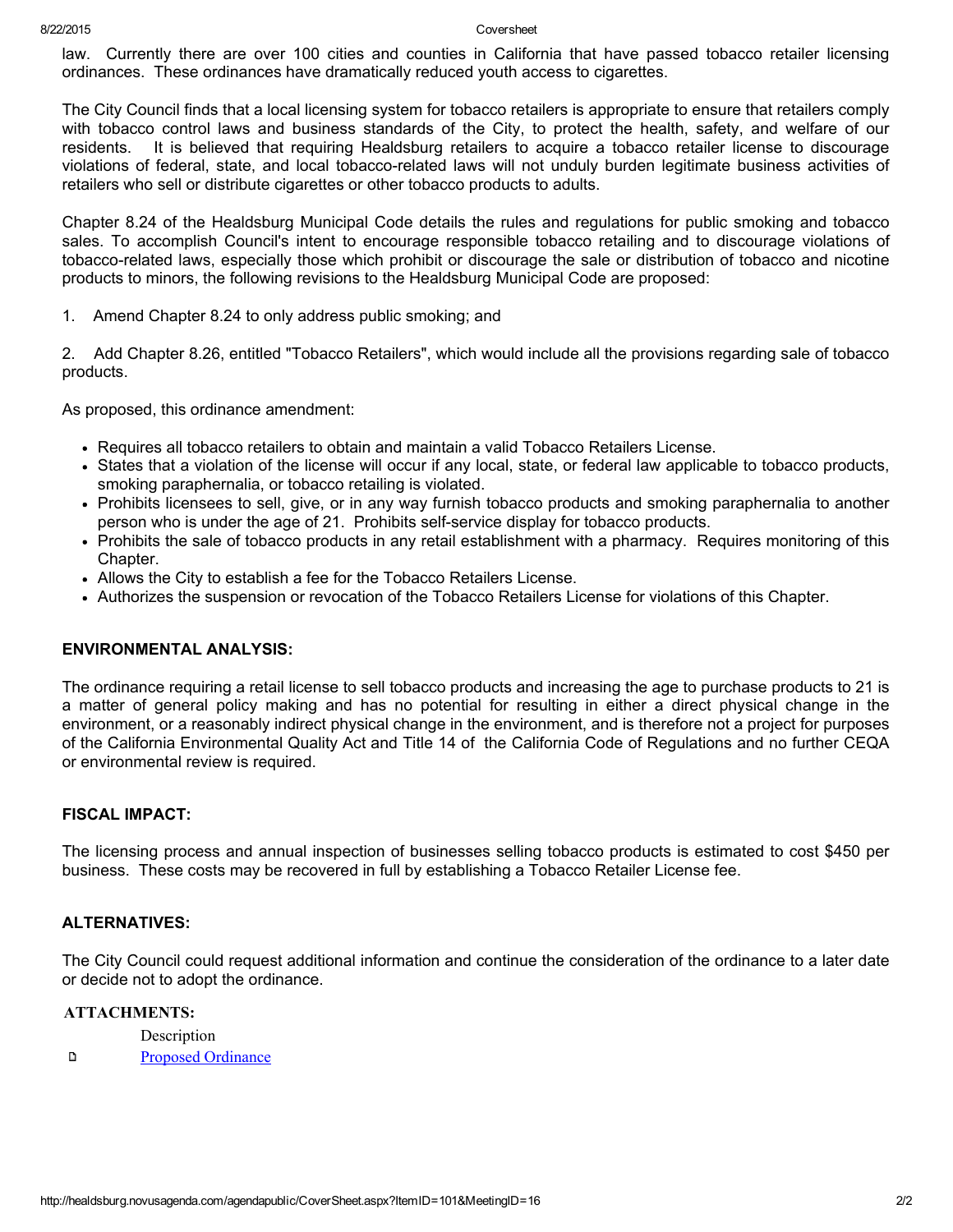law. Currently there are over 100 cities and counties in California that have passed tobacco retailer licensing ordinances. These ordinances have dramatically reduced youth access to cigarettes.

The City Council finds that a local licensing system for tobacco retailers is appropriate to ensure that retailers comply with tobacco control laws and business standards of the City, to protect the health, safety, and welfare of our residents. It is believed that requiring Healdsburg retailers to acquire a tobacco retailer license to discourage violations of federal, state, and local tobacco-related laws will not unduly burden legitimate business activities of retailers who sell or distribute cigarettes or other tobacco products to adults.

Chapter 8.24 of the Healdsburg Municipal Code details the rules and regulations for public smoking and tobacco sales. To accomplish Council's intent to encourage responsible tobacco retailing and to discourage violations of tobacco-related laws, especially those which prohibit or discourage the sale or distribution of tobacco and nicotine products to minors, the following revisions to the Healdsburg Municipal Code are proposed:

1. Amend Chapter 8.24 to only address public smoking; and

2. Add Chapter 8.26, entitled "Tobacco Retailers", which would include all the provisions regarding sale of tobacco products.

As proposed, this ordinance amendment:

- Requires all tobacco retailers to obtain and maintain a valid Tobacco Retailers License.
- States that a violation of the license will occur if any local, state, or federal law applicable to tobacco products, smoking paraphernalia, or tobacco retailing is violated.
- Prohibits licensees to sell, give, or in any way furnish tobacco products and smoking paraphernalia to another person who is under the age of 21. Prohibits self-service display for tobacco products.
- Prohibits the sale of tobacco products in any retail establishment with a pharmacy. Requires monitoring of this Chapter.
- Allows the City to establish a fee for the Tobacco Retailers License.
- Authorizes the suspension or revocation of the Tobacco Retailers License for violations of this Chapter.

## ENVIRONMENTAL ANALYSIS:

The ordinance requiring a retail license to sell tobacco products and increasing the age to purchase products to 21 is a matter of general policy making and has no potential for resulting in either a direct physical change in the environment, or a reasonably indirect physical change in the environment, and is therefore not a project for purposes of the California Environmental Quality Act and Title 14 of the California Code of Regulations and no further CEQA or environmental review is required.

## FISCAL IMPACT:

The licensing process and annual inspection of businesses selling tobacco products is estimated to cost $450 per business. These costs may be recovered in full by establishing a Tobacco Retailer License fee.

## ALTERNATIVES:

The City Council could request additional information and continue the consideration of the ordinance to a later date or decide not to adopt the ordinance.

## ATTACHMENTS:

| | Description |
|---|---|
| | Proposed Ordinance |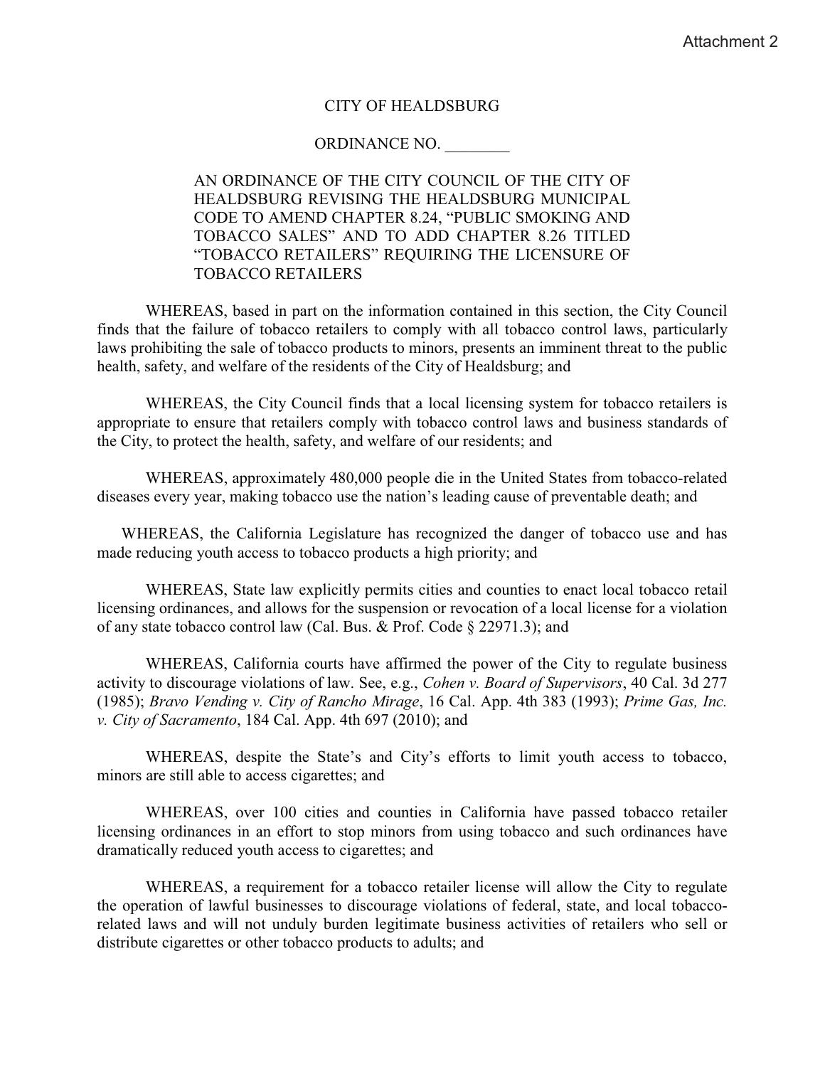Attachment 2

CITY OF HEALDSBURG

ORDINANCE NO. ________

AN ORDINANCE OF THE CITY COUNCIL OF THE CITY OF HEALDSBURG REVISING THE HEALDSBURG MUNICIPAL CODE TO AMEND CHAPTER 8.24, "PUBLIC SMOKING AND TOBACCO SALES" AND TO ADD CHAPTER 8.26 TITLED "TOBACCO RETAILERS" REQUIRING THE LICENSURE OF TOBACCO RETAILERS

WHEREAS, based in part on the information contained in this section, the City Council finds that the failure of tobacco retailers to comply with all tobacco control laws, particularly laws prohibiting the sale of tobacco products to minors, presents an imminent threat to the public health, safety, and welfare of the residents of the City of Healdsburg; and

WHEREAS, the City Council finds that a local licensing system for tobacco retailers is appropriate to ensure that retailers comply with tobacco control laws and business standards of the City, to protect the health, safety, and welfare of our residents; and

WHEREAS, approximately 480,000 people die in the United States from tobacco-related diseases every year, making tobacco use the nation's leading cause of preventable death; and

WHEREAS, the California Legislature has recognized the danger of tobacco use and has made reducing youth access to tobacco products a high priority; and

WHEREAS, State law explicitly permits cities and counties to enact local tobacco retail licensing ordinances, and allows for the suspension or revocation of a local license for a violation of any state tobacco control law (Cal. Bus. & Prof. Code § 22971.3); and

WHEREAS, California courts have affirmed the power of the City to regulate business activity to discourage violations of law. See, e.g., *Cohen v. Board of Supervisors*, 40 Cal. 3d 277 (1985); *Bravo Vending v. City of Rancho Mirage*, 16 Cal. App. 4th 383 (1993); *Prime Gas, Inc. v. City of Sacramento*, 184 Cal. App. 4th 697 (2010); and

WHEREAS, despite the State's and City's efforts to limit youth access to tobacco, minors are still able to access cigarettes; and

WHEREAS, over 100 cities and counties in California have passed tobacco retailer licensing ordinances in an effort to stop minors from using tobacco and such ordinances have dramatically reduced youth access to cigarettes; and

WHEREAS, a requirement for a tobacco retailer license will allow the City to regulate the operation of lawful businesses to discourage violations of federal, state, and local tobacco-related laws and will not unduly burden legitimate business activities of retailers who sell or distribute cigarettes or other tobacco products to adults; and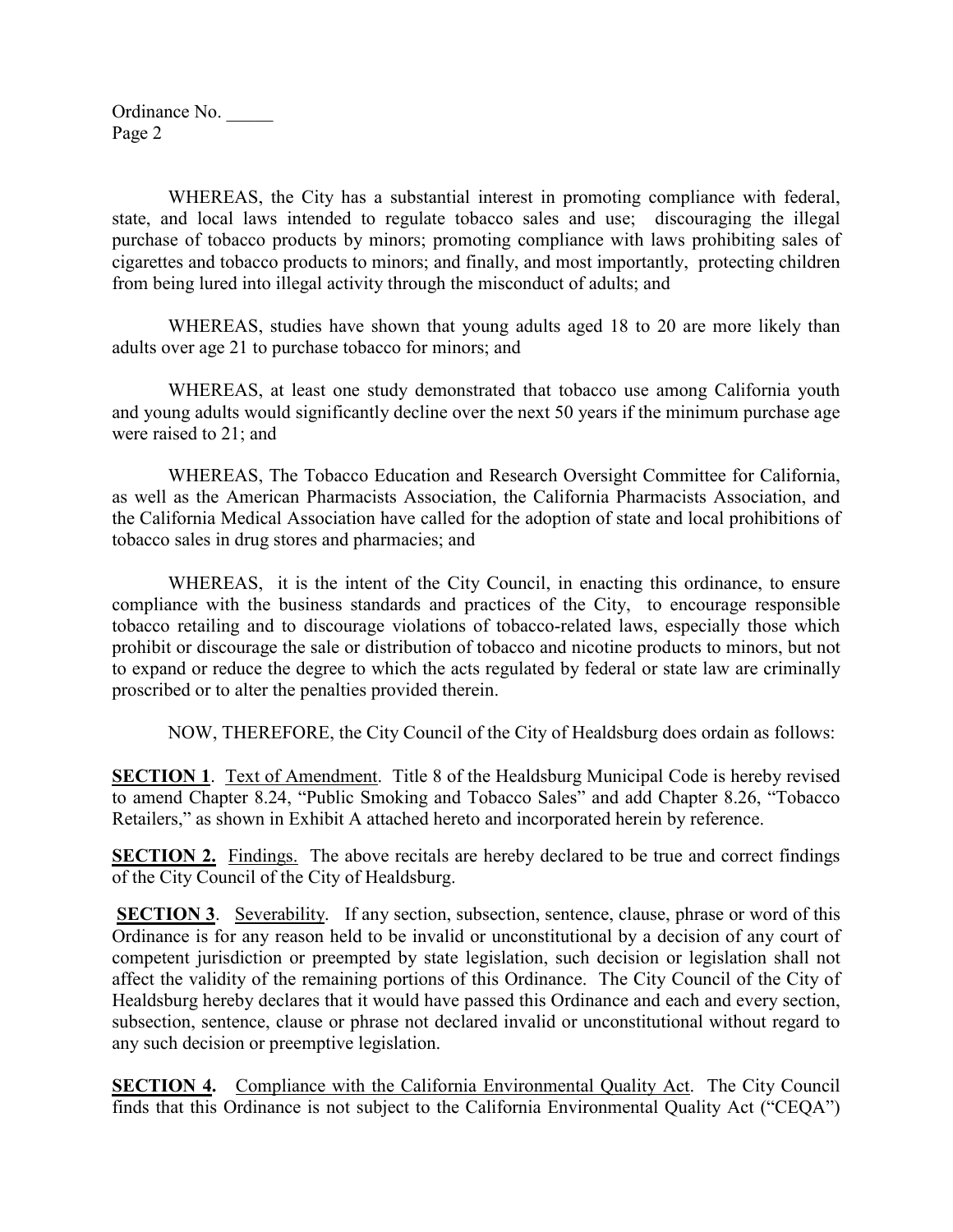WHEREAS, the City has a substantial interest in promoting compliance with federal, state, and local laws intended to regulate tobacco sales and use; discouraging the illegal purchase of tobacco products by minors; promoting compliance with laws prohibiting sales of cigarettes and tobacco products to minors; and finally, and most importantly, protecting children from being lured into illegal activity through the misconduct of adults; and

WHEREAS, studies have shown that young adults aged 18 to 20 are more likely than adults over age 21 to purchase tobacco for minors; and

WHEREAS, at least one study demonstrated that tobacco use among California youth and young adults would significantly decline over the next 50 years if the minimum purchase age were raised to 21; and

WHEREAS, The Tobacco Education and Research Oversight Committee for California, as well as the American Pharmacists Association, the California Pharmacists Association, and the California Medical Association have called for the adoption of state and local prohibitions of tobacco sales in drug stores and pharmacies; and

WHEREAS, it is the intent of the City Council, in enacting this ordinance, to ensure compliance with the business standards and practices of the City, to encourage responsible tobacco retailing and to discourage violations of tobacco-related laws, especially those which prohibit or discourage the sale or distribution of tobacco and nicotine products to minors, but not to expand or reduce the degree to which the acts regulated by federal or state law are criminally proscribed or to alter the penalties provided therein.

NOW, THEREFORE, the City Council of the City of Healdsburg does ordain as follows:

**SECTION 1**. Text of Amendment. Title 8 of the Healdsburg Municipal Code is hereby revised to amend Chapter 8.24, "Public Smoking and Tobacco Sales" and add Chapter 8.26, "Tobacco Retailers," as shown in Exhibit A attached hereto and incorporated herein by reference.

**SECTION 2.** Findings. The above recitals are hereby declared to be true and correct findings of the City Council of the City of Healdsburg.

**SECTION 3**. Severability. If any section, subsection, sentence, clause, phrase or word of this Ordinance is for any reason held to be invalid or unconstitutional by a decision of any court of competent jurisdiction or preempted by state legislation, such decision or legislation shall not affect the validity of the remaining portions of this Ordinance. The City Council of the City of Healdsburg hereby declares that it would have passed this Ordinance and each and every section, subsection, sentence, clause or phrase not declared invalid or unconstitutional without regard to any such decision or preemptive legislation.

**SECTION 4.** Compliance with the California Environmental Quality Act. The City Council finds that this Ordinance is not subject to the California Environmental Quality Act ("CEQA")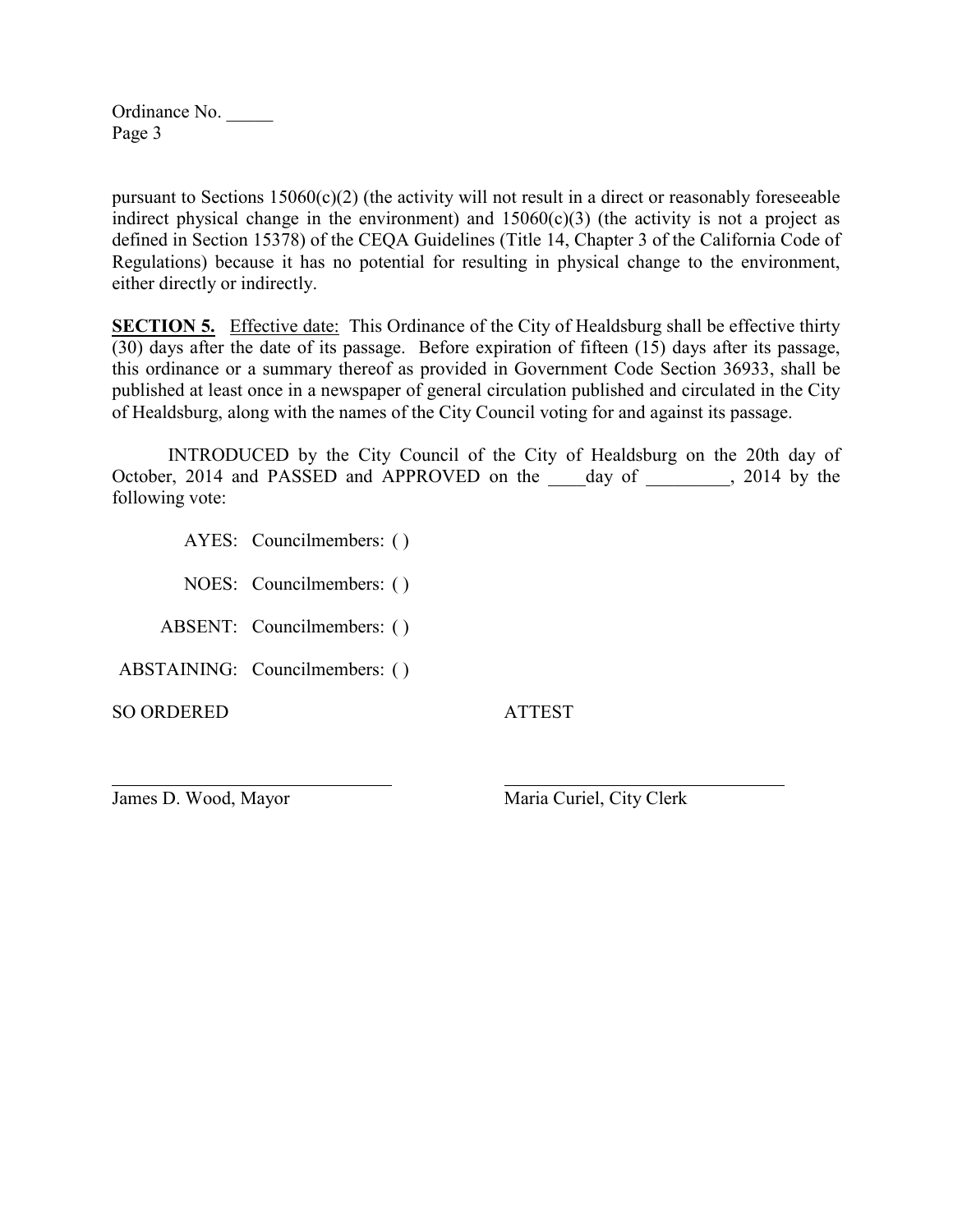pursuant to Sections 15060(c)(2) (the activity will not result in a direct or reasonably foreseeable indirect physical change in the environment) and 15060(c)(3) (the activity is not a project as defined in Section 15378) of the CEQA Guidelines (Title 14, Chapter 3 of the California Code of Regulations) because it has no potential for resulting in physical change to the environment, either directly or indirectly.

**SECTION 5.** Effective date: This Ordinance of the City of Healdsburg shall be effective thirty (30) days after the date of its passage. Before expiration of fifteen (15) days after its passage, this ordinance or a summary thereof as provided in Government Code Section 36933, shall be published at least once in a newspaper of general circulation published and circulated in the City of Healdsburg, along with the names of the City Council voting for and against its passage.

INTRODUCED by the City Council of the City of Healdsburg on the 20th day of October, 2014 and PASSED and APPROVED on the ____day of _________, 2014 by the following vote:

AYES: Councilmembers: ( )

NOES: Councilmembers: ( )

ABSENT: Councilmembers: ( )

ABSTAINING: Councilmembers: ( )

SO ORDERED

ATTEST

______________________________
James D. Wood, Mayor

______________________________
Maria Curiel, City Clerk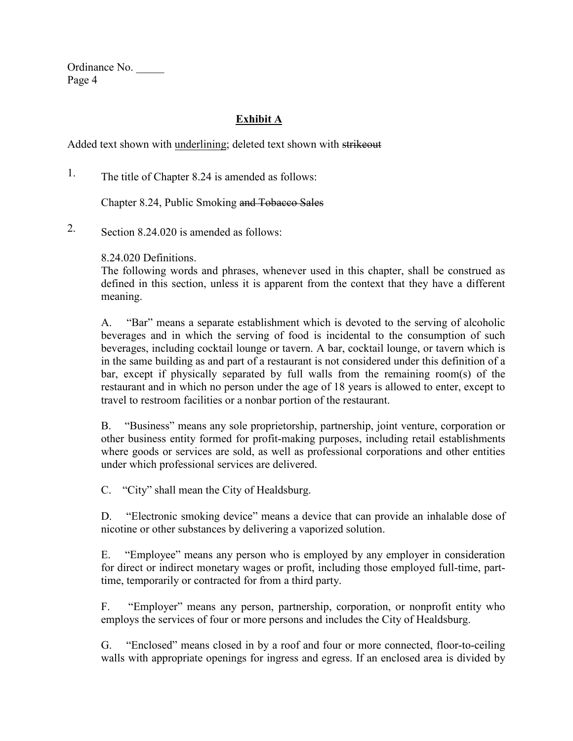## <u>Exhibit A</u>

Added text shown with <u>underlining</u>; deleted text shown with ~~strikeout~~

1. The title of Chapter 8.24 is amended as follows:

   Chapter 8.24, Public Smoking ~~and Tobacco Sales~~

2. Section 8.24.020 is amended as follows:

   8.24.020 Definitions.
   The following words and phrases, whenever used in this chapter, shall be construed as defined in this section, unless it is apparent from the context that they have a different meaning.

   A. "Bar" means a separate establishment which is devoted to the serving of alcoholic beverages and in which the serving of food is incidental to the consumption of such beverages, including cocktail lounge or tavern. A bar, cocktail lounge, or tavern which is in the same building as and part of a restaurant is not considered under this definition of a bar, except if physically separated by full walls from the remaining room(s) of the restaurant and in which no person under the age of 18 years is allowed to enter, except to travel to restroom facilities or a nonbar portion of the restaurant.

   B. "Business" means any sole proprietorship, partnership, joint venture, corporation or other business entity formed for profit-making purposes, including retail establishments where goods or services are sold, as well as professional corporations and other entities under which professional services are delivered.

   C. "City" shall mean the City of Healdsburg.

   D. "Electronic smoking device" means a device that can provide an inhalable dose of nicotine or other substances by delivering a vaporized solution.

   E. "Employee" means any person who is employed by any employer in consideration for direct or indirect monetary wages or profit, including those employed full-time, part-time, temporarily or contracted for from a third party.

   F. "Employer" means any person, partnership, corporation, or nonprofit entity who employs the services of four or more persons and includes the City of Healdsburg.

   G. "Enclosed" means closed in by a roof and four or more connected, floor-to-ceiling walls with appropriate openings for ingress and egress. If an enclosed area is divided by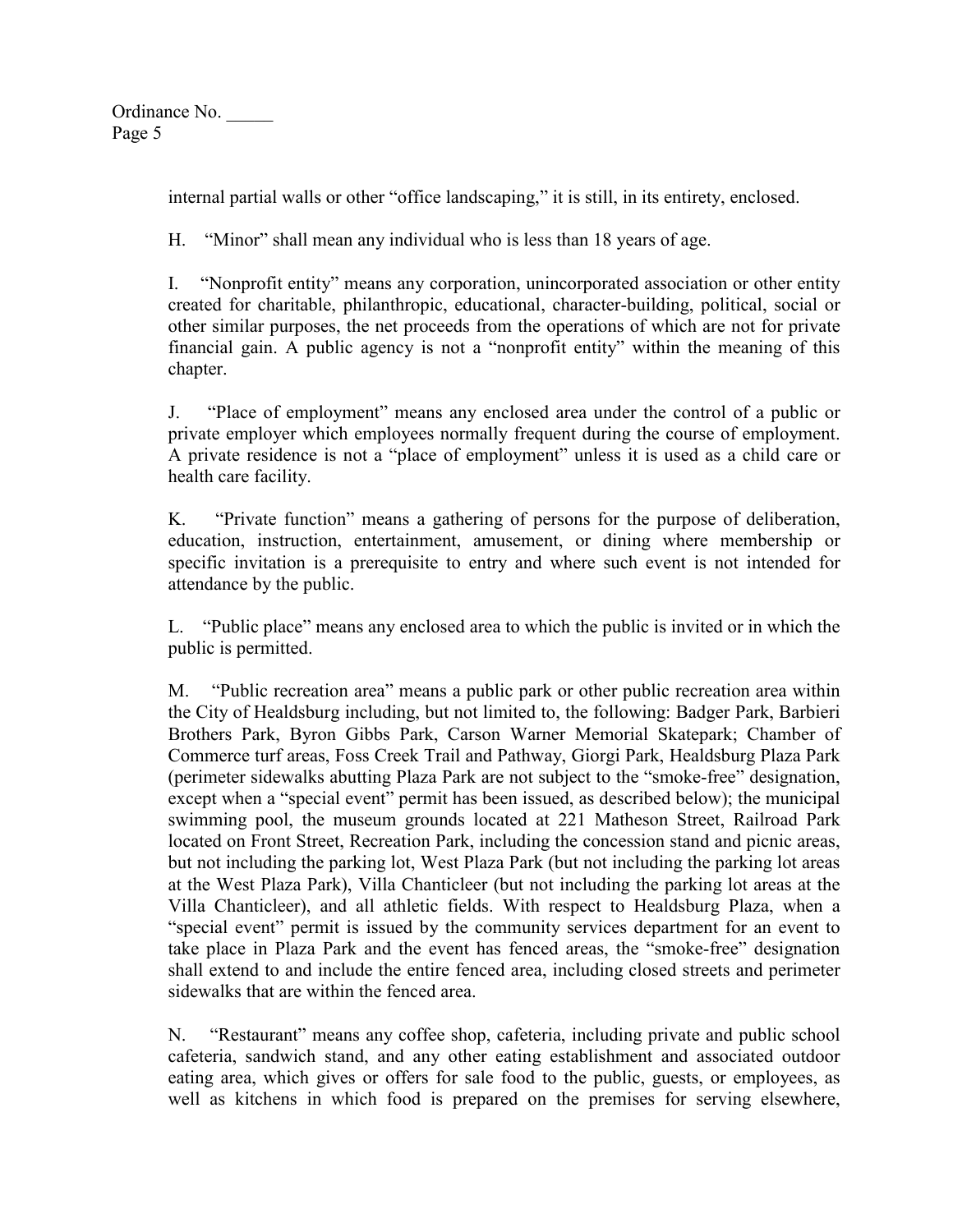internal partial walls or other "office landscaping," it is still, in its entirety, enclosed.

H. "Minor" shall mean any individual who is less than 18 years of age.

I. "Nonprofit entity" means any corporation, unincorporated association or other entity created for charitable, philanthropic, educational, character-building, political, social or other similar purposes, the net proceeds from the operations of which are not for private financial gain. A public agency is not a "nonprofit entity" within the meaning of this chapter.

J. "Place of employment" means any enclosed area under the control of a public or private employer which employees normally frequent during the course of employment. A private residence is not a "place of employment" unless it is used as a child care or health care facility.

K. "Private function" means a gathering of persons for the purpose of deliberation, education, instruction, entertainment, amusement, or dining where membership or specific invitation is a prerequisite to entry and where such event is not intended for attendance by the public.

L. "Public place" means any enclosed area to which the public is invited or in which the public is permitted.

M. "Public recreation area" means a public park or other public recreation area within the City of Healdsburg including, but not limited to, the following: Badger Park, Barbieri Brothers Park, Byron Gibbs Park, Carson Warner Memorial Skatepark; Chamber of Commerce turf areas, Foss Creek Trail and Pathway, Giorgi Park, Healdsburg Plaza Park (perimeter sidewalks abutting Plaza Park are not subject to the "smoke-free" designation, except when a "special event" permit has been issued, as described below); the municipal swimming pool, the museum grounds located at 221 Matheson Street, Railroad Park located on Front Street, Recreation Park, including the concession stand and picnic areas, but not including the parking lot, West Plaza Park (but not including the parking lot areas at the West Plaza Park), Villa Chanticleer (but not including the parking lot areas at the Villa Chanticleer), and all athletic fields. With respect to Healdsburg Plaza, when a "special event" permit is issued by the community services department for an event to take place in Plaza Park and the event has fenced areas, the "smoke-free" designation shall extend to and include the entire fenced area, including closed streets and perimeter sidewalks that are within the fenced area.

N. "Restaurant" means any coffee shop, cafeteria, including private and public school cafeteria, sandwich stand, and any other eating establishment and associated outdoor eating area, which gives or offers for sale food to the public, guests, or employees, as well as kitchens in which food is prepared on the premises for serving elsewhere,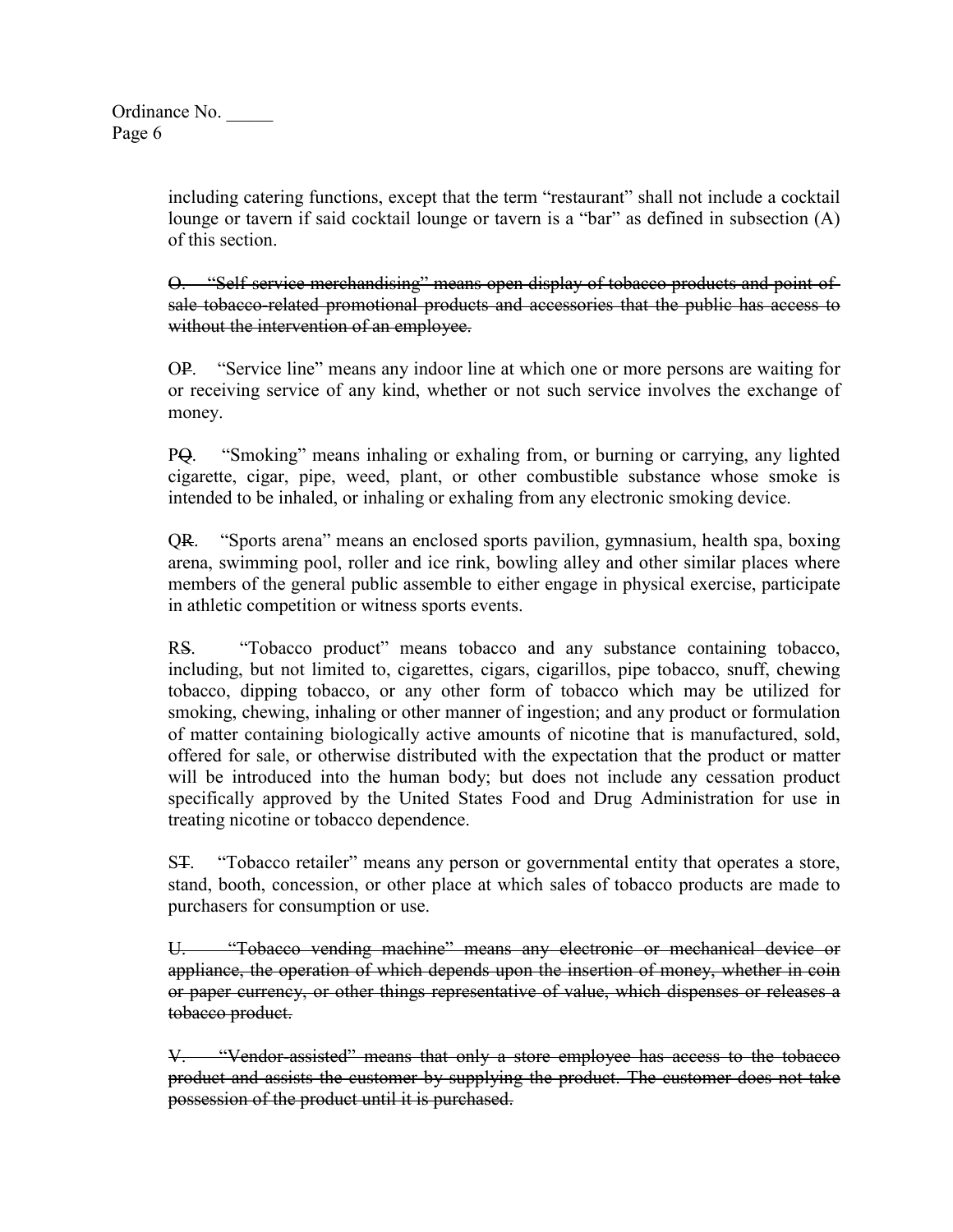including catering functions, except that the term "restaurant" shall not include a cocktail lounge or tavern if said cocktail lounge or tavern is a "bar" as defined in subsection (A) of this section.

~~O. "Self service merchandising" means open display of tobacco products and point-of-sale tobacco-related promotional products and accessories that the public has access to without the intervention of an employee.~~

O~~P~~. "Service line" means any indoor line at which one or more persons are waiting for or receiving service of any kind, whether or not such service involves the exchange of money.

P~~Q~~. "Smoking" means inhaling or exhaling from, or burning or carrying, any lighted cigarette, cigar, pipe, weed, plant, or other combustible substance whose smoke is intended to be inhaled, or inhaling or exhaling from any electronic smoking device.

Q~~R~~. "Sports arena" means an enclosed sports pavilion, gymnasium, health spa, boxing arena, swimming pool, roller and ice rink, bowling alley and other similar places where members of the general public assemble to either engage in physical exercise, participate in athletic competition or witness sports events.

R~~S~~. "Tobacco product" means tobacco and any substance containing tobacco, including, but not limited to, cigarettes, cigars, cigarillos, pipe tobacco, snuff, chewing tobacco, dipping tobacco, or any other form of tobacco which may be utilized for smoking, chewing, inhaling or other manner of ingestion; and any product or formulation of matter containing biologically active amounts of nicotine that is manufactured, sold, offered for sale, or otherwise distributed with the expectation that the product or matter will be introduced into the human body; but does not include any cessation product specifically approved by the United States Food and Drug Administration for use in treating nicotine or tobacco dependence.

S~~T~~. "Tobacco retailer" means any person or governmental entity that operates a store, stand, booth, concession, or other place at which sales of tobacco products are made to purchasers for consumption or use.

~~U. "Tobacco vending machine" means any electronic or mechanical device or appliance, the operation of which depends upon the insertion of money, whether in coin or paper currency, or other things representative of value, which dispenses or releases a tobacco product.~~

~~V. "Vendor-assisted" means that only a store employee has access to the tobacco product and assists the customer by supplying the product. The customer does not take possession of the product until it is purchased.~~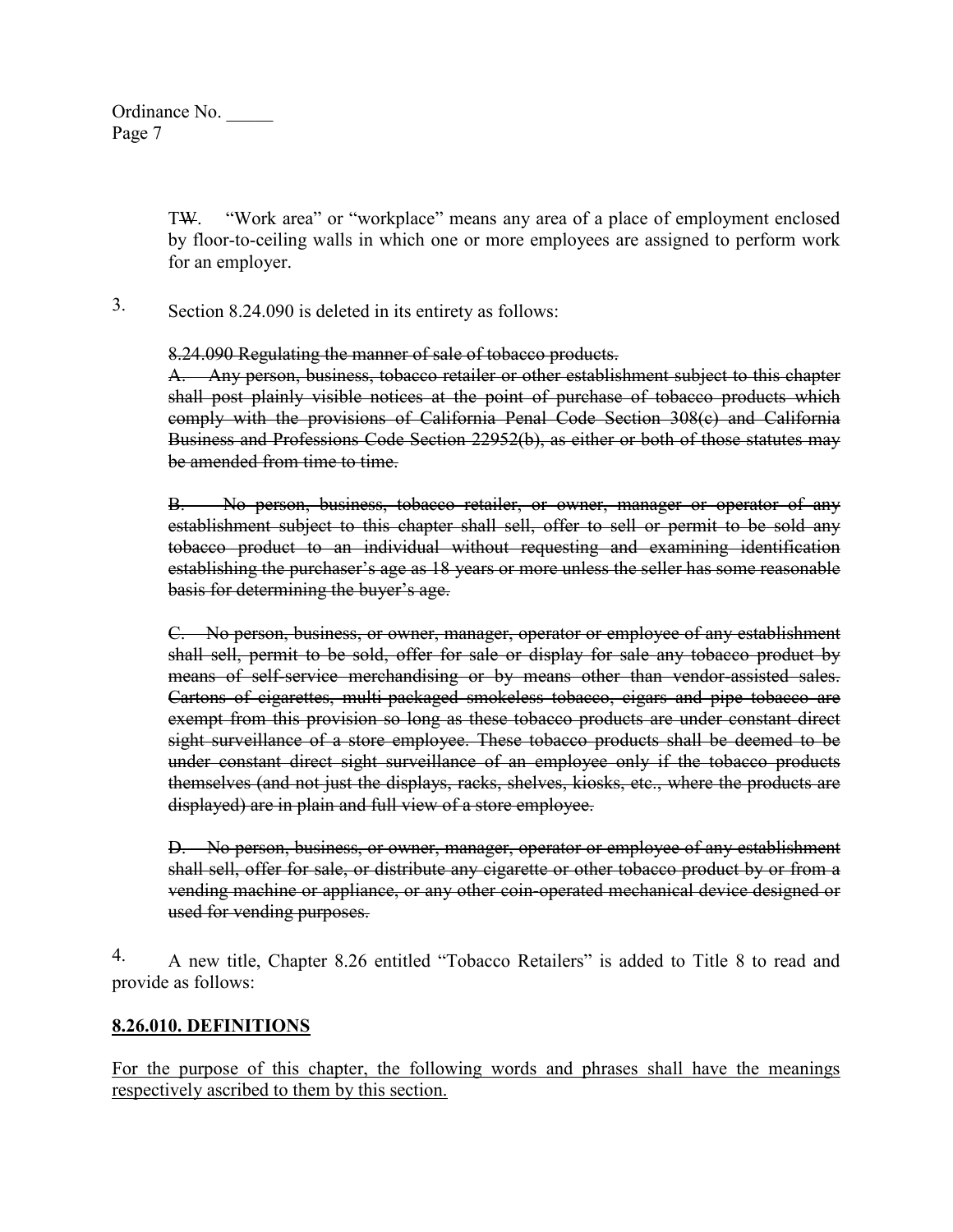T~~W~~. "Work area" or "workplace" means any area of a place of employment enclosed by floor-to-ceiling walls in which one or more employees are assigned to perform work for an employer.

3. Section 8.24.090 is deleted in its entirety as follows:

~~8.24.090 Regulating the manner of sale of tobacco products.~~

~~A. Any person, business, tobacco retailer or other establishment subject to this chapter shall post plainly visible notices at the point of purchase of tobacco products which comply with the provisions of California Penal Code Section 308(c) and California Business and Professions Code Section 22952(b), as either or both of those statutes may be amended from time to time.~~

~~B. No person, business, tobacco retailer, or owner, manager or operator of any establishment subject to this chapter shall sell, offer to sell or permit to be sold any tobacco product to an individual without requesting and examining identification establishing the purchaser's age as 18 years or more unless the seller has some reasonable basis for determining the buyer's age.~~

~~C. No person, business, or owner, manager, operator or employee of any establishment shall sell, permit to be sold, offer for sale or display for sale any tobacco product by means of self-service merchandising or by means other than vendor-assisted sales. Cartons of cigarettes, multi-packaged smokeless tobacco, cigars and pipe tobacco are exempt from this provision so long as these tobacco products are under constant direct sight surveillance of a store employee. These tobacco products shall be deemed to be under constant direct sight surveillance of an employee only if the tobacco products themselves (and not just the displays, racks, shelves, kiosks, etc., where the products are displayed) are in plain and full view of a store employee.~~

~~D. No person, business, or owner, manager, operator or employee of any establishment shall sell, offer for sale, or distribute any cigarette or other tobacco product by or from a vending machine or appliance, or any other coin-operated mechanical device designed or used for vending purposes.~~

4. A new title, Chapter 8.26 entitled "Tobacco Retailers" is added to Title 8 to read and provide as follows:

<u>**8.26.010. DEFINITIONS**</u>

<u>For the purpose of this chapter, the following words and phrases shall have the meanings respectively ascribed to them by this section.</u>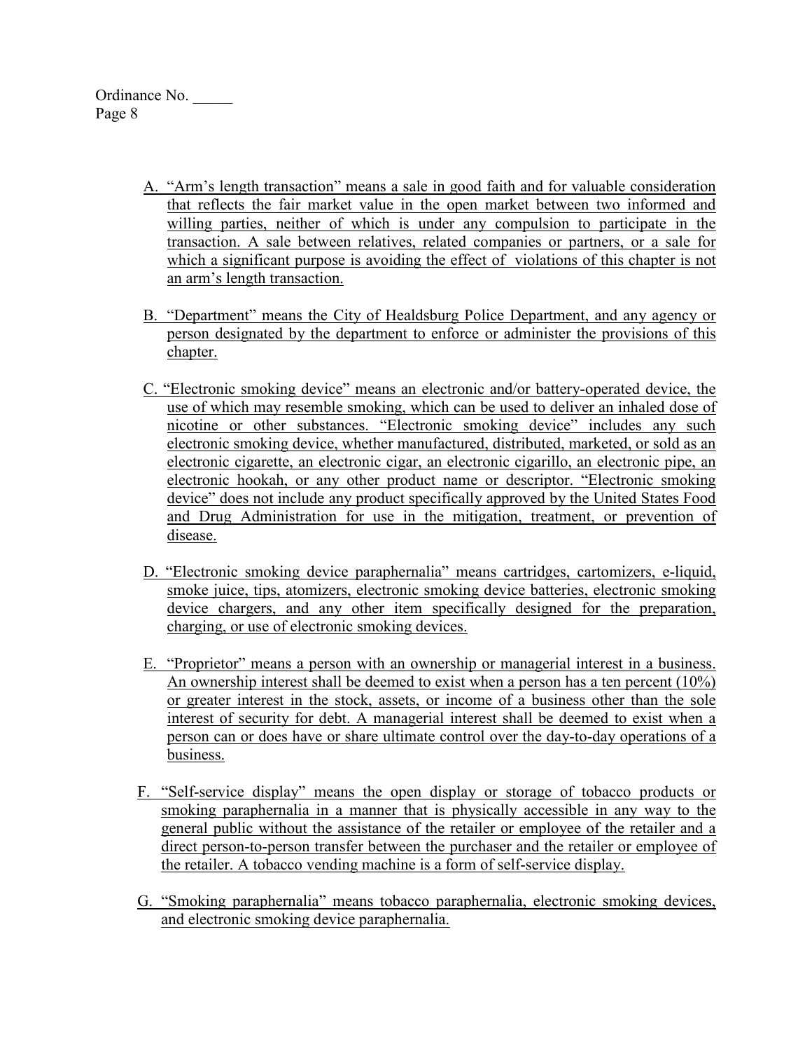A. "Arm's length transaction" means a sale in good faith and for valuable consideration that reflects the fair market value in the open market between two informed and willing parties, neither of which is under any compulsion to participate in the transaction. A sale between relatives, related companies or partners, or a sale for which a significant purpose is avoiding the effect of violations of this chapter is not an arm's length transaction.

B. "Department" means the City of Healdsburg Police Department, and any agency or person designated by the department to enforce or administer the provisions of this chapter.

C. "Electronic smoking device" means an electronic and/or battery-operated device, the use of which may resemble smoking, which can be used to deliver an inhaled dose of nicotine or other substances. "Electronic smoking device" includes any such electronic smoking device, whether manufactured, distributed, marketed, or sold as an electronic cigarette, an electronic cigar, an electronic cigarillo, an electronic pipe, an electronic hookah, or any other product name or descriptor. "Electronic smoking device" does not include any product specifically approved by the United States Food and Drug Administration for use in the mitigation, treatment, or prevention of disease.

D. "Electronic smoking device paraphernalia" means cartridges, cartomizers, e-liquid, smoke juice, tips, atomizers, electronic smoking device batteries, electronic smoking device chargers, and any other item specifically designed for the preparation, charging, or use of electronic smoking devices.

E. "Proprietor" means a person with an ownership or managerial interest in a business. An ownership interest shall be deemed to exist when a person has a ten percent (10%) or greater interest in the stock, assets, or income of a business other than the sole interest of security for debt. A managerial interest shall be deemed to exist when a person can or does have or share ultimate control over the day-to-day operations of a business.

F. "Self-service display" means the open display or storage of tobacco products or smoking paraphernalia in a manner that is physically accessible in any way to the general public without the assistance of the retailer or employee of the retailer and a direct person-to-person transfer between the purchaser and the retailer or employee of the retailer. A tobacco vending machine is a form of self-service display.

G. "Smoking paraphernalia" means tobacco paraphernalia, electronic smoking devices, and electronic smoking device paraphernalia.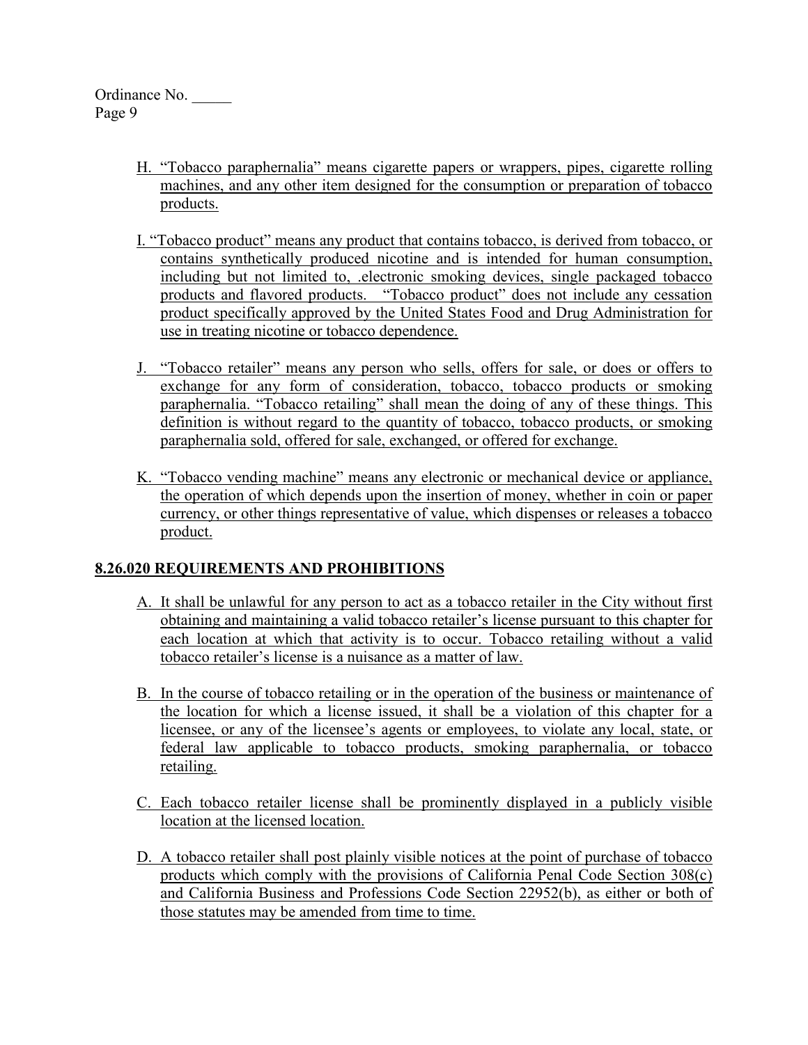H. "Tobacco paraphernalia" means cigarette papers or wrappers, pipes, cigarette rolling machines, and any other item designed for the consumption or preparation of tobacco products.

I. "Tobacco product" means any product that contains tobacco, is derived from tobacco, or contains synthetically produced nicotine and is intended for human consumption, including but not limited to, .electronic smoking devices, single packaged tobacco products and flavored products. "Tobacco product" does not include any cessation product specifically approved by the United States Food and Drug Administration for use in treating nicotine or tobacco dependence.

J. "Tobacco retailer" means any person who sells, offers for sale, or does or offers to exchange for any form of consideration, tobacco, tobacco products or smoking paraphernalia. "Tobacco retailing" shall mean the doing of any of these things. This definition is without regard to the quantity of tobacco, tobacco products, or smoking paraphernalia sold, offered for sale, exchanged, or offered for exchange.

K. "Tobacco vending machine" means any electronic or mechanical device or appliance, the operation of which depends upon the insertion of money, whether in coin or paper currency, or other things representative of value, which dispenses or releases a tobacco product.

**8.26.020 REQUIREMENTS AND PROHIBITIONS**

A. It shall be unlawful for any person to act as a tobacco retailer in the City without first obtaining and maintaining a valid tobacco retailer's license pursuant to this chapter for each location at which that activity is to occur. Tobacco retailing without a valid tobacco retailer's license is a nuisance as a matter of law.

B. In the course of tobacco retailing or in the operation of the business or maintenance of the location for which a license issued, it shall be a violation of this chapter for a licensee, or any of the licensee's agents or employees, to violate any local, state, or federal law applicable to tobacco products, smoking paraphernalia, or tobacco retailing.

C. Each tobacco retailer license shall be prominently displayed in a publicly visible location at the licensed location.

D. A tobacco retailer shall post plainly visible notices at the point of purchase of tobacco products which comply with the provisions of California Penal Code Section 308(c) and California Business and Professions Code Section 22952(b), as either or both of those statutes may be amended from time to time.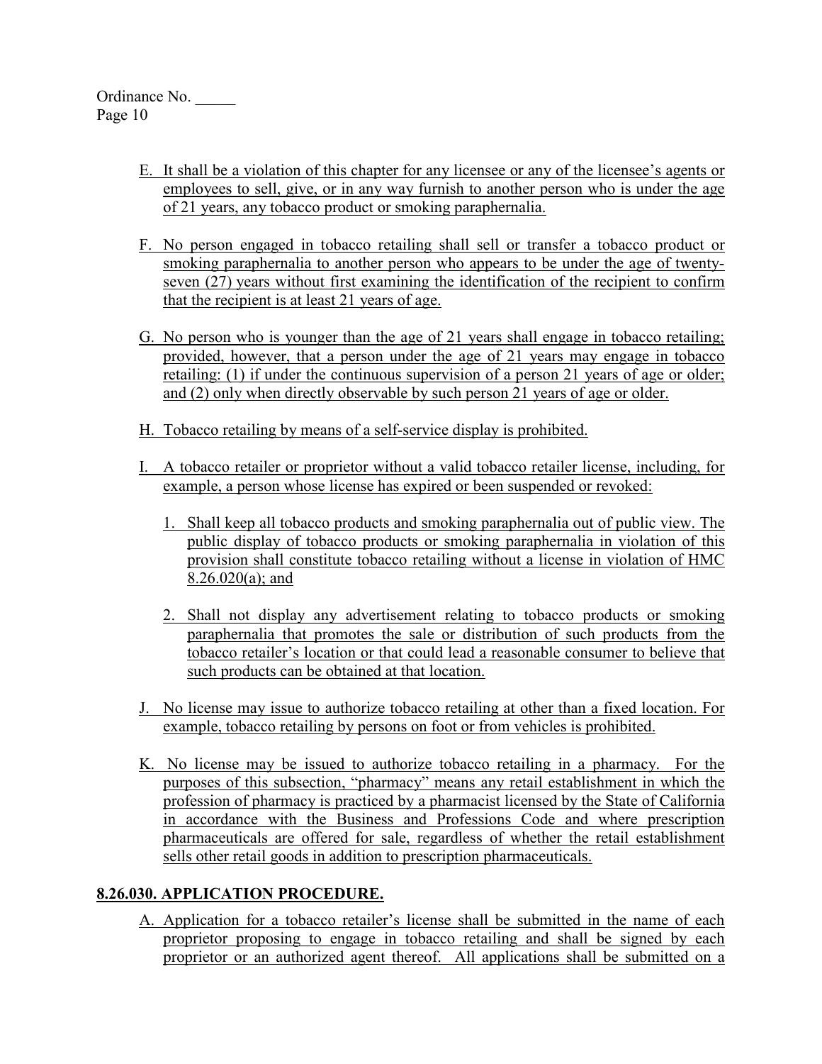E. It shall be a violation of this chapter for any licensee or any of the licensee's agents or employees to sell, give, or in any way furnish to another person who is under the age of 21 years, any tobacco product or smoking paraphernalia.

F. No person engaged in tobacco retailing shall sell or transfer a tobacco product or smoking paraphernalia to another person who appears to be under the age of twenty-seven (27) years without first examining the identification of the recipient to confirm that the recipient is at least 21 years of age.

G. No person who is younger than the age of 21 years shall engage in tobacco retailing; provided, however, that a person under the age of 21 years may engage in tobacco retailing: (1) if under the continuous supervision of a person 21 years of age or older; and (2) only when directly observable by such person 21 years of age or older.

H. Tobacco retailing by means of a self-service display is prohibited.

I. A tobacco retailer or proprietor without a valid tobacco retailer license, including, for example, a person whose license has expired or been suspended or revoked:

   1. Shall keep all tobacco products and smoking paraphernalia out of public view. The public display of tobacco products or smoking paraphernalia in violation of this provision shall constitute tobacco retailing without a license in violation of HMC 8.26.020(a); and

   2. Shall not display any advertisement relating to tobacco products or smoking paraphernalia that promotes the sale or distribution of such products from the tobacco retailer's location or that could lead a reasonable consumer to believe that such products can be obtained at that location.

J. No license may issue to authorize tobacco retailing at other than a fixed location. For example, tobacco retailing by persons on foot or from vehicles is prohibited.

K. No license may be issued to authorize tobacco retailing in a pharmacy. For the purposes of this subsection, "pharmacy" means any retail establishment in which the profession of pharmacy is practiced by a pharmacist licensed by the State of California in accordance with the Business and Professions Code and where prescription pharmaceuticals are offered for sale, regardless of whether the retail establishment sells other retail goods in addition to prescription pharmaceuticals.

## 8.26.030. APPLICATION PROCEDURE.

A. Application for a tobacco retailer's license shall be submitted in the name of each proprietor proposing to engage in tobacco retailing and shall be signed by each proprietor or an authorized agent thereof. All applications shall be submitted on a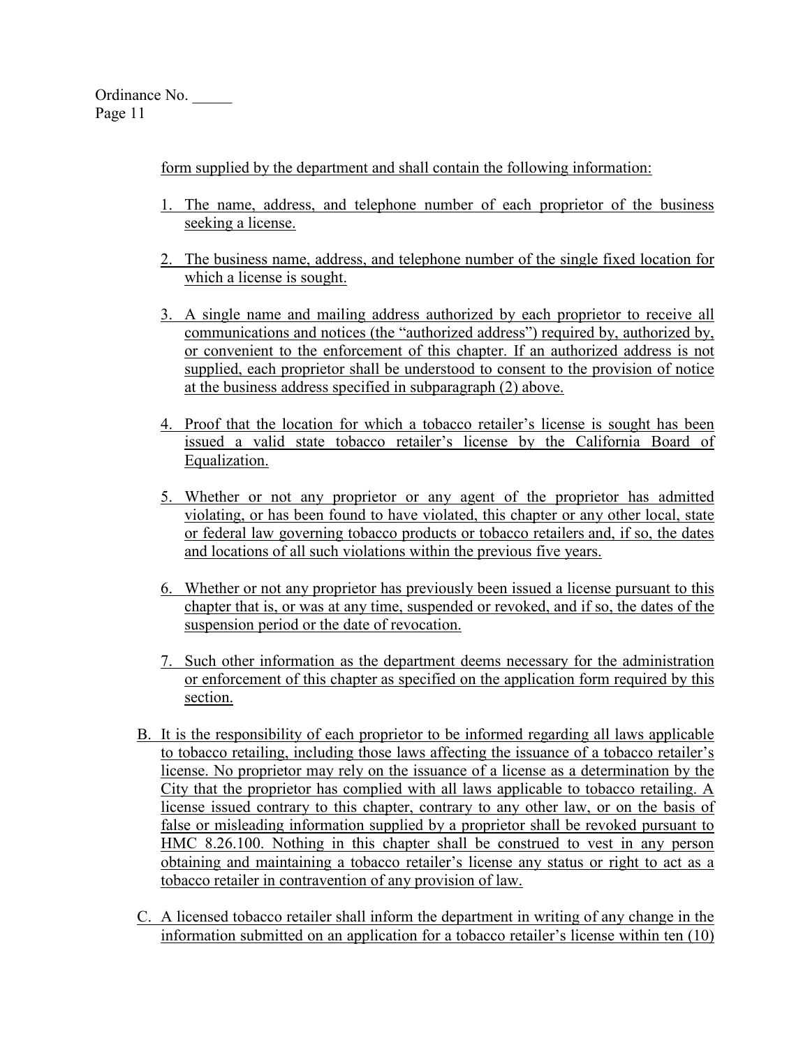form supplied by the department and shall contain the following information:

1. The name, address, and telephone number of each proprietor of the business seeking a license.

2. The business name, address, and telephone number of the single fixed location for which a license is sought.

3. A single name and mailing address authorized by each proprietor to receive all communications and notices (the "authorized address") required by, authorized by, or convenient to the enforcement of this chapter. If an authorized address is not supplied, each proprietor shall be understood to consent to the provision of notice at the business address specified in subparagraph (2) above.

4. Proof that the location for which a tobacco retailer's license is sought has been issued a valid state tobacco retailer's license by the California Board of Equalization.

5. Whether or not any proprietor or any agent of the proprietor has admitted violating, or has been found to have violated, this chapter or any other local, state or federal law governing tobacco products or tobacco retailers and, if so, the dates and locations of all such violations within the previous five years.

6. Whether or not any proprietor has previously been issued a license pursuant to this chapter that is, or was at any time, suspended or revoked, and if so, the dates of the suspension period or the date of revocation.

7. Such other information as the department deems necessary for the administration or enforcement of this chapter as specified on the application form required by this section.

B. It is the responsibility of each proprietor to be informed regarding all laws applicable to tobacco retailing, including those laws affecting the issuance of a tobacco retailer's license. No proprietor may rely on the issuance of a license as a determination by the City that the proprietor has complied with all laws applicable to tobacco retailing. A license issued contrary to this chapter, contrary to any other law, or on the basis of false or misleading information supplied by a proprietor shall be revoked pursuant to HMC 8.26.100. Nothing in this chapter shall be construed to vest in any person obtaining and maintaining a tobacco retailer's license any status or right to act as a tobacco retailer in contravention of any provision of law.

C. A licensed tobacco retailer shall inform the department in writing of any change in the information submitted on an application for a tobacco retailer's license within ten (10)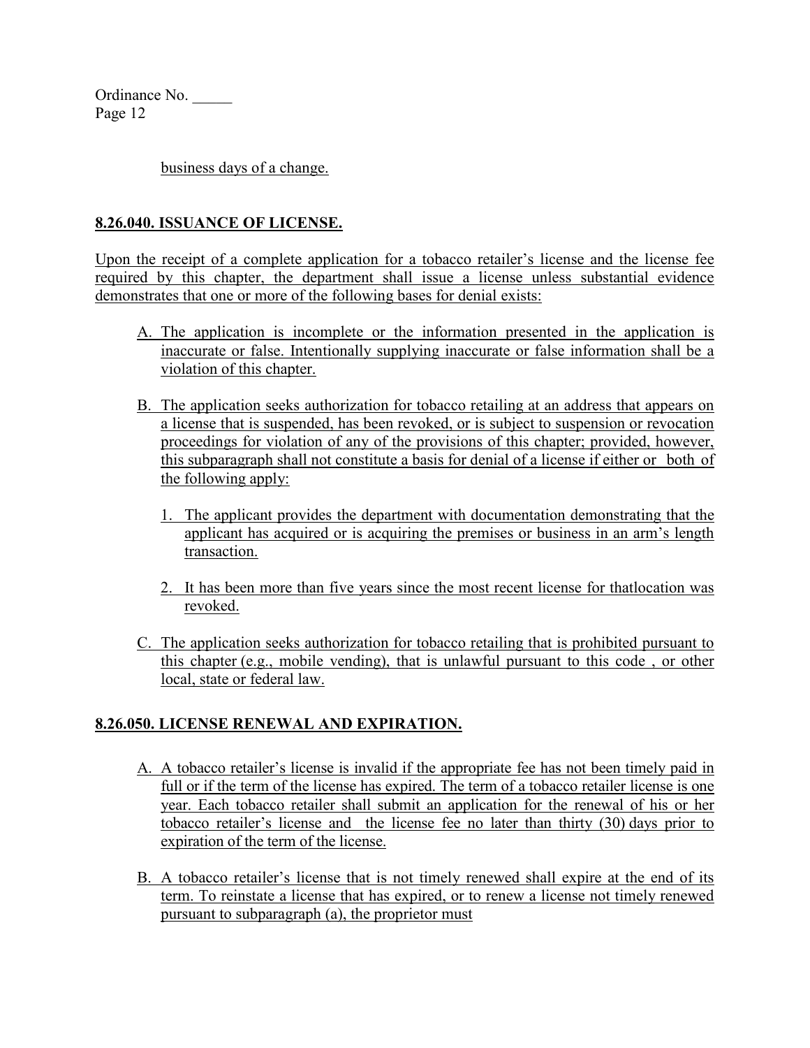business days of a change.

**8.26.040. ISSUANCE OF LICENSE.**

Upon the receipt of a complete application for a tobacco retailer's license and the license fee required by this chapter, the department shall issue a license unless substantial evidence demonstrates that one or more of the following bases for denial exists:

A. The application is incomplete or the information presented in the application is inaccurate or false. Intentionally supplying inaccurate or false information shall be a violation of this chapter.

B. The application seeks authorization for tobacco retailing at an address that appears on a license that is suspended, has been revoked, or is subject to suspension or revocation proceedings for violation of any of the provisions of this chapter; provided, however, this subparagraph shall not constitute a basis for denial of a license if either or both of the following apply:

   1. The applicant provides the department with documentation demonstrating that the applicant has acquired or is acquiring the premises or business in an arm's length transaction.

   2. It has been more than five years since the most recent license for thatlocation was revoked.

C. The application seeks authorization for tobacco retailing that is prohibited pursuant to this chapter (e.g., mobile vending), that is unlawful pursuant to this code , or other local, state or federal law.

**8.26.050. LICENSE RENEWAL AND EXPIRATION.**

A. A tobacco retailer's license is invalid if the appropriate fee has not been timely paid in full or if the term of the license has expired. The term of a tobacco retailer license is one year. Each tobacco retailer shall submit an application for the renewal of his or her tobacco retailer's license and the license fee no later than thirty (30) days prior to expiration of the term of the license.

B. A tobacco retailer's license that is not timely renewed shall expire at the end of its term. To reinstate a license that has expired, or to renew a license not timely renewed pursuant to subparagraph (a), the proprietor must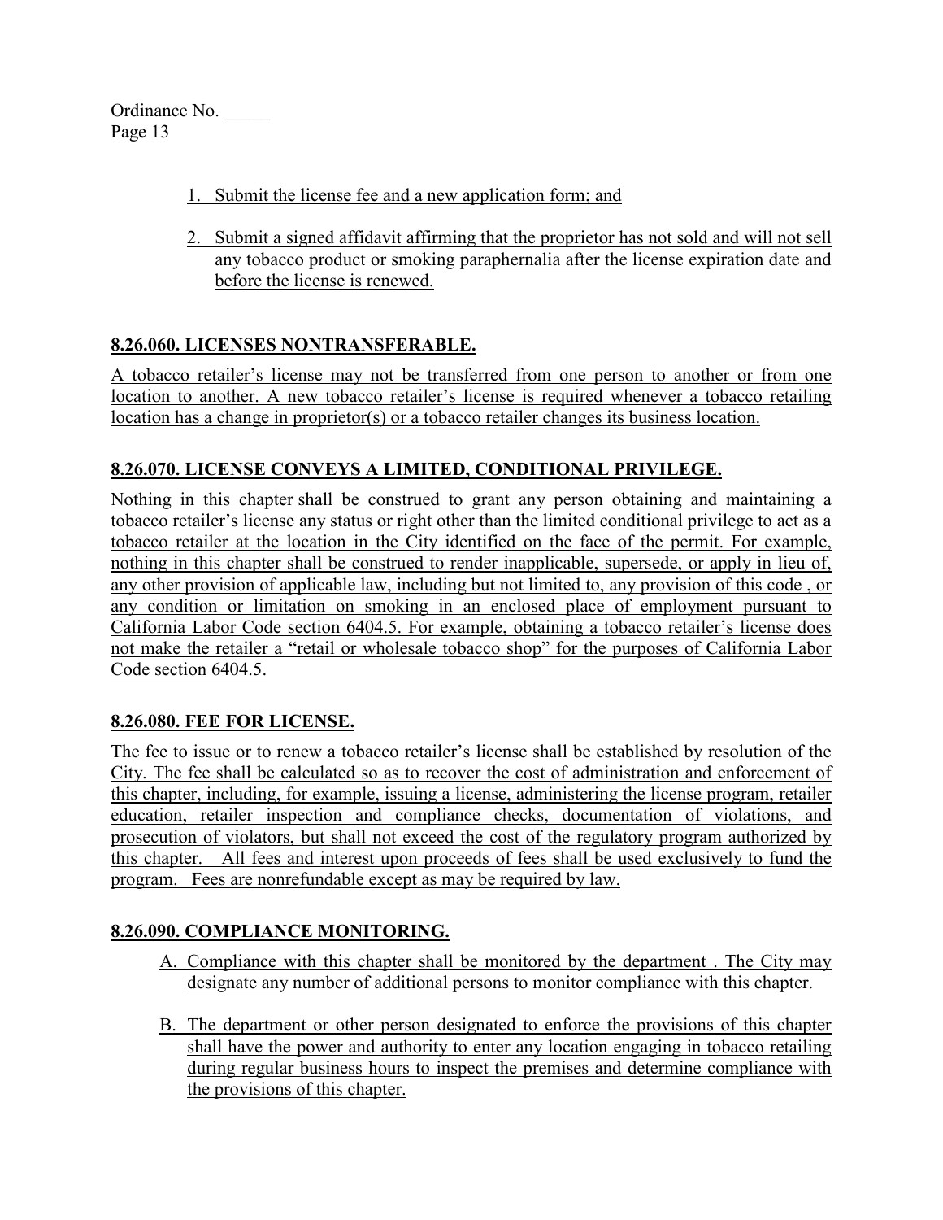1. Submit the license fee and a new application form; and

2. Submit a signed affidavit affirming that the proprietor has not sold and will not sell any tobacco product or smoking paraphernalia after the license expiration date and before the license is renewed.

**8.26.060. LICENSES NONTRANSFERABLE.**

A tobacco retailer's license may not be transferred from one person to another or from one location to another. A new tobacco retailer's license is required whenever a tobacco retailing location has a change in proprietor(s) or a tobacco retailer changes its business location.

**8.26.070. LICENSE CONVEYS A LIMITED, CONDITIONAL PRIVILEGE.**

Nothing in this chapter shall be construed to grant any person obtaining and maintaining a tobacco retailer's license any status or right other than the limited conditional privilege to act as a tobacco retailer at the location in the City identified on the face of the permit. For example, nothing in this chapter shall be construed to render inapplicable, supersede, or apply in lieu of, any other provision of applicable law, including but not limited to, any provision of this code , or any condition or limitation on smoking in an enclosed place of employment pursuant to California Labor Code section 6404.5. For example, obtaining a tobacco retailer's license does not make the retailer a "retail or wholesale tobacco shop" for the purposes of California Labor Code section 6404.5.

**8.26.080. FEE FOR LICENSE.**

The fee to issue or to renew a tobacco retailer's license shall be established by resolution of the City. The fee shall be calculated so as to recover the cost of administration and enforcement of this chapter, including, for example, issuing a license, administering the license program, retailer education, retailer inspection and compliance checks, documentation of violations, and prosecution of violators, but shall not exceed the cost of the regulatory program authorized by this chapter. All fees and interest upon proceeds of fees shall be used exclusively to fund the program. Fees are nonrefundable except as may be required by law.

**8.26.090. COMPLIANCE MONITORING.**

A. Compliance with this chapter shall be monitored by the department . The City may designate any number of additional persons to monitor compliance with this chapter.

B. The department or other person designated to enforce the provisions of this chapter shall have the power and authority to enter any location engaging in tobacco retailing during regular business hours to inspect the premises and determine compliance with the provisions of this chapter.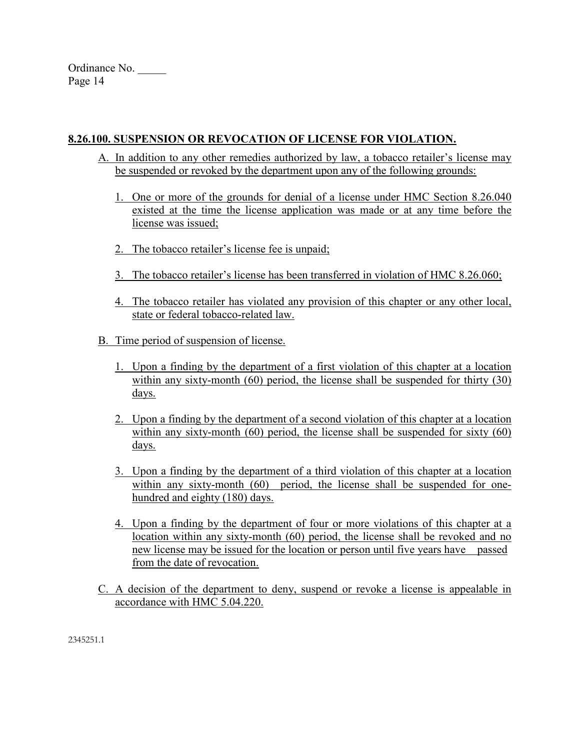## 8.26.100. SUSPENSION OR REVOCATION OF LICENSE FOR VIOLATION.

A. In addition to any other remedies authorized by law, a tobacco retailer's license may be suspended or revoked by the department upon any of the following grounds:

1. One or more of the grounds for denial of a license under HMC Section 8.26.040 existed at the time the license application was made or at any time before the license was issued;

2. The tobacco retailer's license fee is unpaid;

3. The tobacco retailer's license has been transferred in violation of HMC 8.26.060;

4. The tobacco retailer has violated any provision of this chapter or any other local, state or federal tobacco-related law.

B. Time period of suspension of license.

1. Upon a finding by the department of a first violation of this chapter at a location within any sixty-month (60) period, the license shall be suspended for thirty (30) days.

2. Upon a finding by the department of a second violation of this chapter at a location within any sixty-month (60) period, the license shall be suspended for sixty (60) days.

3. Upon a finding by the department of a third violation of this chapter at a location within any sixty-month (60) period, the license shall be suspended for one-hundred and eighty (180) days.

4. Upon a finding by the department of four or more violations of this chapter at a location within any sixty-month (60) period, the license shall be revoked and no new license may be issued for the location or person until five years have passed from the date of revocation.

C. A decision of the department to deny, suspend or revoke a license is appealable in accordance with HMC 5.04.220.

2345251.1